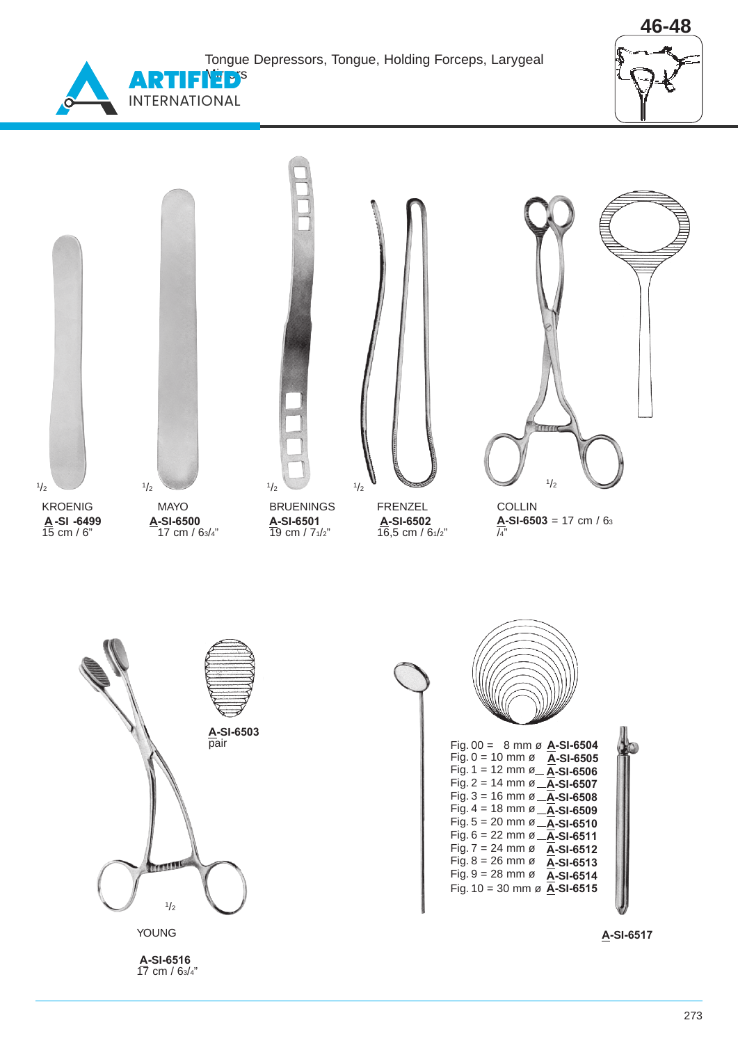# Tongue Depressors, Tongue, Holding Forceps, Larygeal Mirrors

ARTIFIED INTERNATIONAL

46-48

$^1/_2$

KROENIG
**A-SI -6499**
15 cm / 6"

$^1/_2$

MAYO
**A-SI-6500**
17 cm / 6$^3/_4$"

$^1/_2$

BRUENINGS
**A-SI-6501**
19 cm / 7$^1/_2$"

$^1/_2$

FRENZEL
**A-SI-6502**
16,5 cm / 6$^1/_2$"

$^1/_2$

COLLIN
**A-SI-6503** = 17 cm / 6$^3/_4$"

**A-SI-6503**
pair

$^1/_2$

YOUNG

**A-SI-6516**
17 cm / 6$^3/_4$"

Fig. 00 = 8 mm ø **A-SI-6504**
Fig. 0 = 10 mm ø **A-SI-6505**
Fig. 1 = 12 mm ø **A-SI-6506**
Fig. 2 = 14 mm ø **A-SI-6507**
Fig. 3 = 16 mm ø **A-SI-6508**
Fig. 4 = 18 mm ø **A-SI-6509**
Fig. 5 = 20 mm ø **A-SI-6510**
Fig. 6 = 22 mm ø **A-SI-6511**
Fig. 7 = 24 mm ø **A-SI-6512**
Fig. 8 = 26 mm ø **A-SI-6513**
Fig. 9 = 28 mm ø **A-SI-6514**
Fig. 10 = 30 mm ø **A-SI-6515**

**A-SI-6517**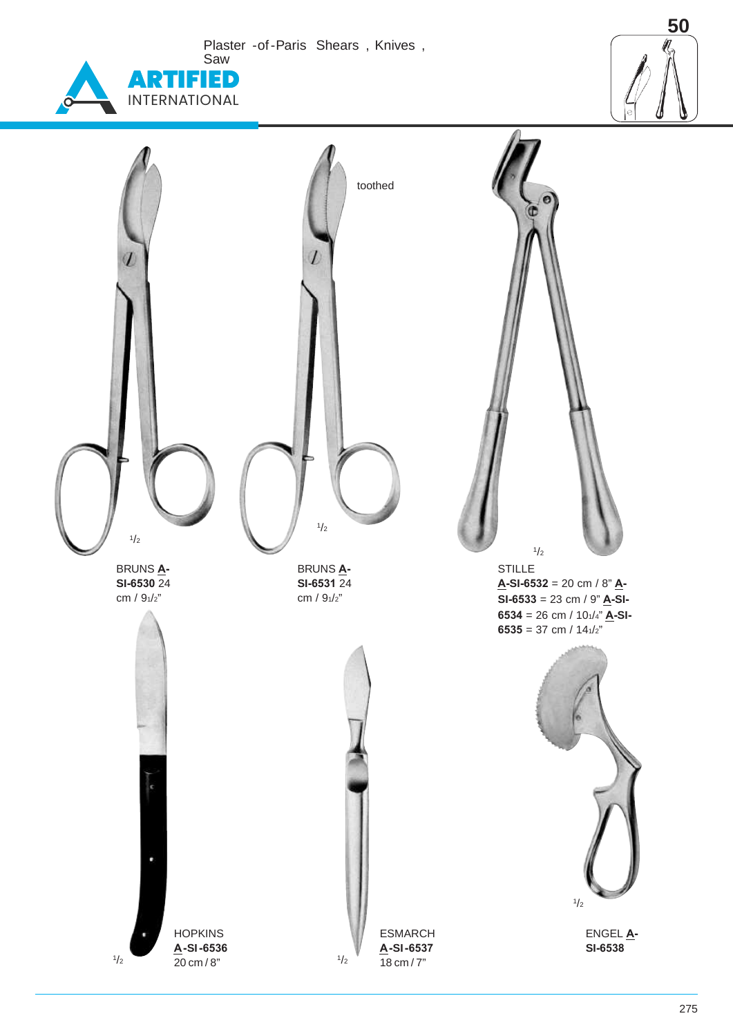# Plaster-of-Paris Shears, Knives, Saw

toothed

½

BRUNS **A-SI-6530** 24 cm / 9½"

½

BRUNS **A-SI-6531** 24 cm / 9½"

½

STILLE
**A-SI-6532** = 20 cm / 8" **A-SI-6533** = 23 cm / 9" **A-SI-6534** = 26 cm / 10¼" **A-SI-6535** = 37 cm / 14½"

½

HOPKINS
**A-SI-6536**
20 cm / 8"

½

ESMARCH
**A-SI-6537**
18 cm / 7"

½

ENGEL **A-SI-6538**